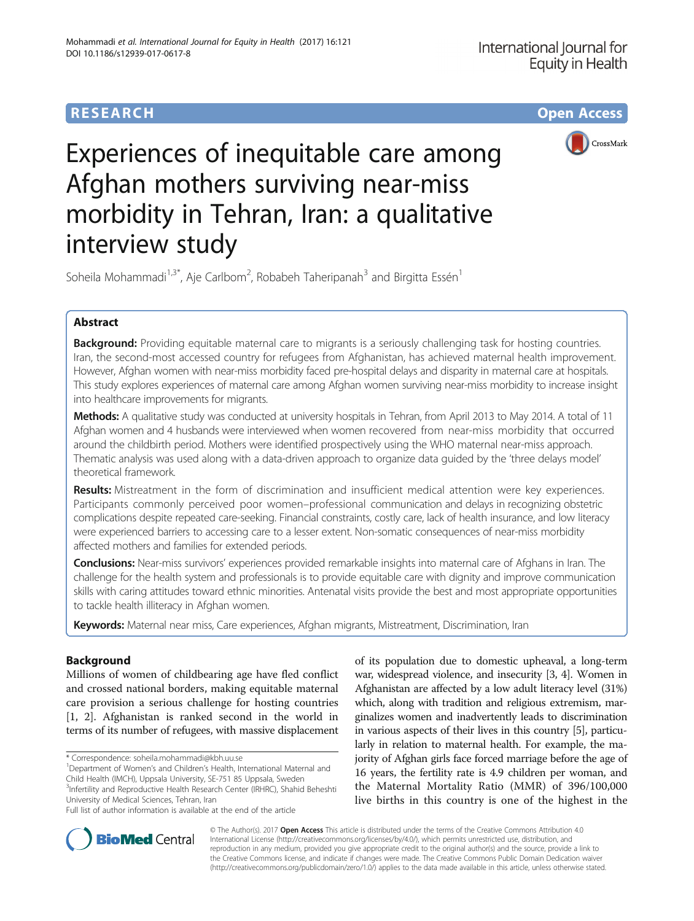RESEARCH Open Access

# Experiences of inequitable care among Afghan mothers surviving near-miss morbidity in Tehran, Iran: a qualitative interview study

Soheila Mohammadi[1,3*], Aje Carlbom[2], Robabeh Taheripanah[3] and Birgitta Essén[1]

## Abstract

**Background:** Providing equitable maternal care to migrants is a seriously challenging task for hosting countries. Iran, the second-most accessed country for refugees from Afghanistan, has achieved maternal health improvement. However, Afghan women with near-miss morbidity faced pre-hospital delays and disparity in maternal care at hospitals. This study explores experiences of maternal care among Afghan women surviving near-miss morbidity to increase insight into healthcare improvements for migrants.

**Methods:** A qualitative study was conducted at university hospitals in Tehran, from April 2013 to May 2014. A total of 11 Afghan women and 4 husbands were interviewed when women recovered from near-miss morbidity that occurred around the childbirth period. Mothers were identified prospectively using the WHO maternal near-miss approach. Thematic analysis was used along with a data-driven approach to organize data guided by the 'three delays model' theoretical framework.

**Results:** Mistreatment in the form of discrimination and insufficient medical attention were key experiences. Participants commonly perceived poor women–professional communication and delays in recognizing obstetric complications despite repeated care-seeking. Financial constraints, costly care, lack of health insurance, and low literacy were experienced barriers to accessing care to a lesser extent. Non-somatic consequences of near-miss morbidity affected mothers and families for extended periods.

**Conclusions:** Near-miss survivors' experiences provided remarkable insights into maternal care of Afghans in Iran. The challenge for the health system and professionals is to provide equitable care with dignity and improve communication skills with caring attitudes toward ethnic minorities. Antenatal visits provide the best and most appropriate opportunities to tackle health illiteracy in Afghan women.

**Keywords:** Maternal near miss, Care experiences, Afghan migrants, Mistreatment, Discrimination, Iran

## Background

Millions of women of childbearing age have fled conflict and crossed national borders, making equitable maternal care provision a serious challenge for hosting countries [1, 2]. Afghanistan is ranked second in the world in terms of its number of refugees, with massive displacement of its population due to domestic upheaval, a long-term war, widespread violence, and insecurity [3, 4]. Women in Afghanistan are affected by a low adult literacy level (31%) which, along with tradition and religious extremism, marginalizes women and inadvertently leads to discrimination in various aspects of their lives in this country [5], particularly in relation to maternal health. For example, the majority of Afghan girls face forced marriage before the age of 16 years, the fertility rate is 4.9 children per woman, and the Maternal Mortality Ratio (MMR) of 396/100,000 live births in this country is one of the highest in the

\* Correspondence: soheila.mohammadi@kbh.uu.se
[1]Department of Women's and Children's Health, International Maternal and Child Health (IMCH), Uppsala University, SE-751 85 Uppsala, Sweden
[3]Infertility and Reproductive Health Research Center (IRHRC), Shahid Beheshti University of Medical Sciences, Tehran, Iran
Full list of author information is available at the end of the article

© The Author(s). 2017 **Open Access** This article is distributed under the terms of the Creative Commons Attribution 4.0 International License (http://creativecommons.org/licenses/by/4.0/), which permits unrestricted use, distribution, and reproduction in any medium, provided you give appropriate credit to the original author(s) and the source, provide a link to the Creative Commons license, and indicate if changes were made. The Creative Commons Public Domain Dedication waiver (http://creativecommons.org/publicdomain/zero/1.0/) applies to the data made available in this article, unless otherwise stated.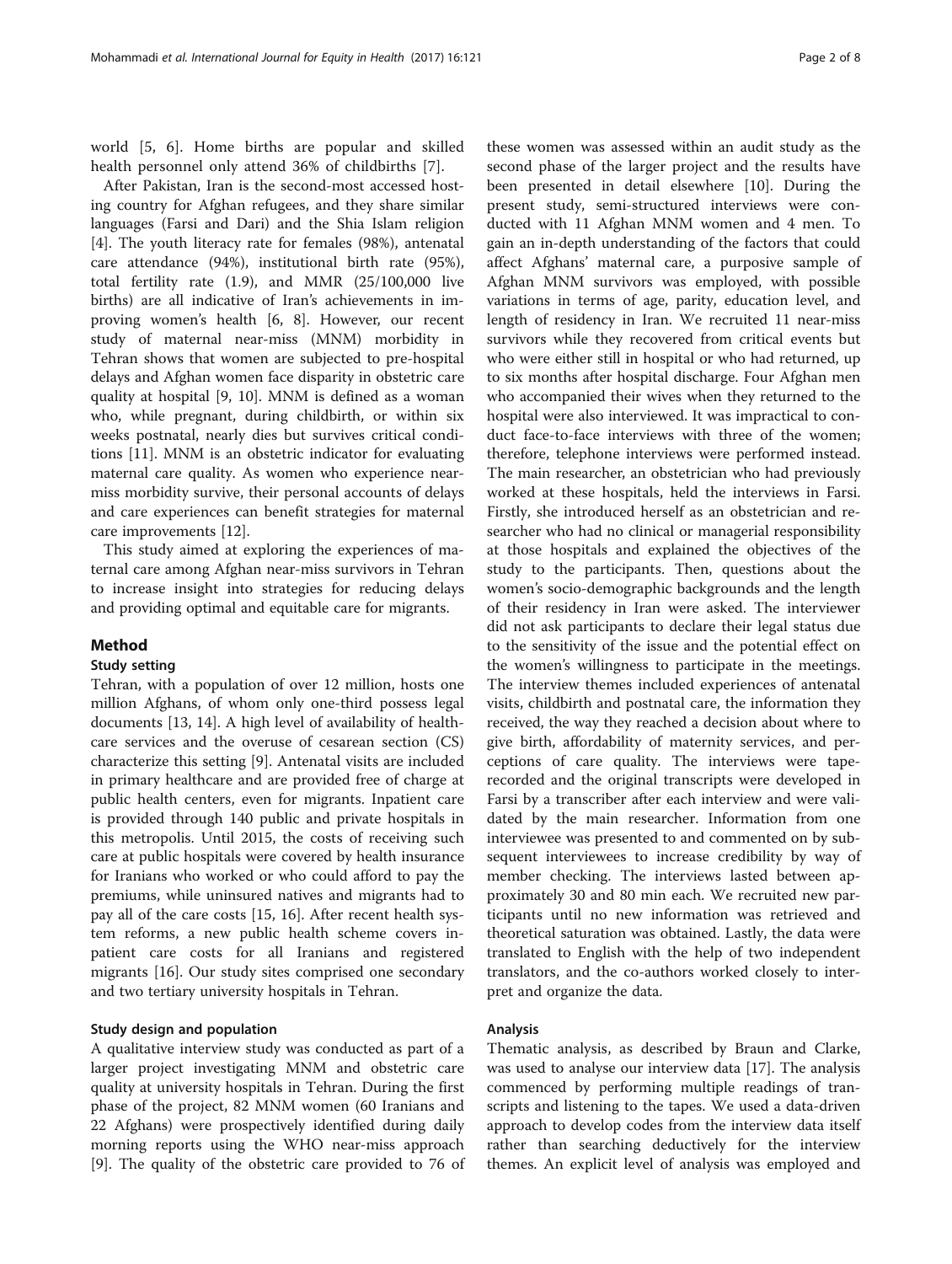world [5, 6]. Home births are popular and skilled health personnel only attend 36% of childbirths [7].

After Pakistan, Iran is the second-most accessed hosting country for Afghan refugees, and they share similar languages (Farsi and Dari) and the Shia Islam religion [4]. The youth literacy rate for females (98%), antenatal care attendance (94%), institutional birth rate (95%), total fertility rate (1.9), and MMR (25/100,000 live births) are all indicative of Iran's achievements in improving women's health [6, 8]. However, our recent study of maternal near-miss (MNM) morbidity in Tehran shows that women are subjected to pre-hospital delays and Afghan women face disparity in obstetric care quality at hospital [9, 10]. MNM is defined as a woman who, while pregnant, during childbirth, or within six weeks postnatal, nearly dies but survives critical conditions [11]. MNM is an obstetric indicator for evaluating maternal care quality. As women who experience near-miss morbidity survive, their personal accounts of delays and care experiences can benefit strategies for maternal care improvements [12].

This study aimed at exploring the experiences of maternal care among Afghan near-miss survivors in Tehran to increase insight into strategies for reducing delays and providing optimal and equitable care for migrants.

## Method

### Study setting

Tehran, with a population of over 12 million, hosts one million Afghans, of whom only one-third possess legal documents [13, 14]. A high level of availability of healthcare services and the overuse of cesarean section (CS) characterize this setting [9]. Antenatal visits are included in primary healthcare and are provided free of charge at public health centers, even for migrants. Inpatient care is provided through 140 public and private hospitals in this metropolis. Until 2015, the costs of receiving such care at public hospitals were covered by health insurance for Iranians who worked or who could afford to pay the premiums, while uninsured natives and migrants had to pay all of the care costs [15, 16]. After recent health system reforms, a new public health scheme covers inpatient care costs for all Iranians and registered migrants [16]. Our study sites comprised one secondary and two tertiary university hospitals in Tehran.

### Study design and population

A qualitative interview study was conducted as part of a larger project investigating MNM and obstetric care quality at university hospitals in Tehran. During the first phase of the project, 82 MNM women (60 Iranians and 22 Afghans) were prospectively identified during daily morning reports using the WHO near-miss approach [9]. The quality of the obstetric care provided to 76 of these women was assessed within an audit study as the second phase of the larger project and the results have been presented in detail elsewhere [10]. During the present study, semi-structured interviews were conducted with 11 Afghan MNM women and 4 men. To gain an in-depth understanding of the factors that could affect Afghans' maternal care, a purposive sample of Afghan MNM survivors was employed, with possible variations in terms of age, parity, education level, and length of residency in Iran. We recruited 11 near-miss survivors while they recovered from critical events but who were either still in hospital or who had returned, up to six months after hospital discharge. Four Afghan men who accompanied their wives when they returned to the hospital were also interviewed. It was impractical to conduct face-to-face interviews with three of the women; therefore, telephone interviews were performed instead. The main researcher, an obstetrician who had previously worked at these hospitals, held the interviews in Farsi. Firstly, she introduced herself as an obstetrician and researcher who had no clinical or managerial responsibility at those hospitals and explained the objectives of the study to the participants. Then, questions about the women's socio-demographic backgrounds and the length of their residency in Iran were asked. The interviewer did not ask participants to declare their legal status due to the sensitivity of the issue and the potential effect on the women's willingness to participate in the meetings. The interview themes included experiences of antenatal visits, childbirth and postnatal care, the information they received, the way they reached a decision about where to give birth, affordability of maternity services, and perceptions of care quality. The interviews were tape-recorded and the original transcripts were developed in Farsi by a transcriber after each interview and were validated by the main researcher. Information from one interviewee was presented to and commented on by subsequent interviewees to increase credibility by way of member checking. The interviews lasted between approximately 30 and 80 min each. We recruited new participants until no new information was retrieved and theoretical saturation was obtained. Lastly, the data were translated to English with the help of two independent translators, and the co-authors worked closely to interpret and organize the data.

### Analysis

Thematic analysis, as described by Braun and Clarke, was used to analyse our interview data [17]. The analysis commenced by performing multiple readings of transcripts and listening to the tapes. We used a data-driven approach to develop codes from the interview data itself rather than searching deductively for the interview themes. An explicit level of analysis was employed and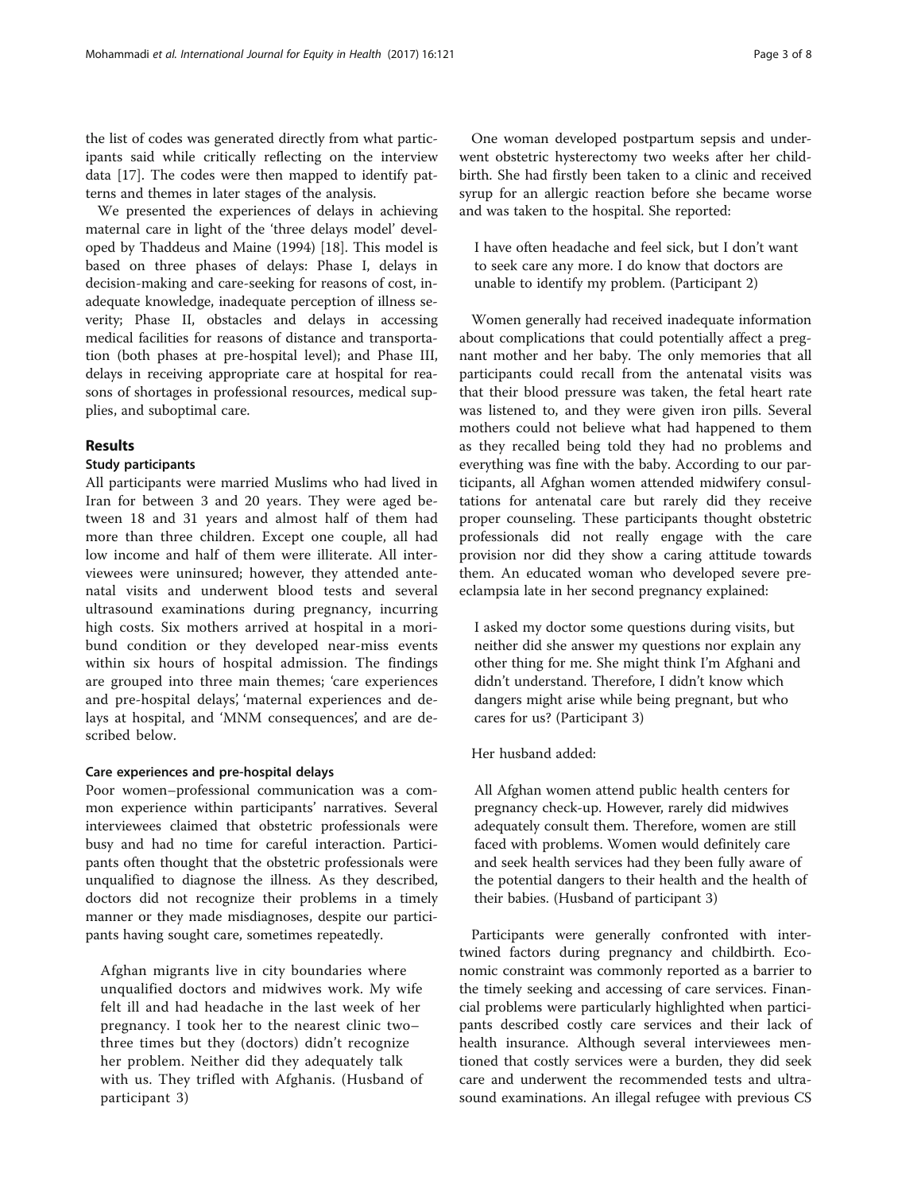the list of codes was generated directly from what participants said while critically reflecting on the interview data [17]. The codes were then mapped to identify patterns and themes in later stages of the analysis.

We presented the experiences of delays in achieving maternal care in light of the 'three delays model' developed by Thaddeus and Maine (1994) [18]. This model is based on three phases of delays: Phase I, delays in decision-making and care-seeking for reasons of cost, inadequate knowledge, inadequate perception of illness severity; Phase II, obstacles and delays in accessing medical facilities for reasons of distance and transportation (both phases at pre-hospital level); and Phase III, delays in receiving appropriate care at hospital for reasons of shortages in professional resources, medical supplies, and suboptimal care.

## Results

### Study participants

All participants were married Muslims who had lived in Iran for between 3 and 20 years. They were aged between 18 and 31 years and almost half of them had more than three children. Except one couple, all had low income and half of them were illiterate. All interviewees were uninsured; however, they attended antenatal visits and underwent blood tests and several ultrasound examinations during pregnancy, incurring high costs. Six mothers arrived at hospital in a moribund condition or they developed near-miss events within six hours of hospital admission. The findings are grouped into three main themes; 'care experiences and pre-hospital delays', 'maternal experiences and delays at hospital, and 'MNM consequences', and are described below.

#### Care experiences and pre-hospital delays

Poor women–professional communication was a common experience within participants' narratives. Several interviewees claimed that obstetric professionals were busy and had no time for careful interaction. Participants often thought that the obstetric professionals were unqualified to diagnose the illness. As they described, doctors did not recognize their problems in a timely manner or they made misdiagnoses, despite our participants having sought care, sometimes repeatedly.

> Afghan migrants live in city boundaries where unqualified doctors and midwives work. My wife felt ill and had headache in the last week of her pregnancy. I took her to the nearest clinic two–three times but they (doctors) didn't recognize her problem. Neither did they adequately talk with us. They trifled with Afghanis. (Husband of participant 3)

One woman developed postpartum sepsis and underwent obstetric hysterectomy two weeks after her childbirth. She had firstly been taken to a clinic and received syrup for an allergic reaction before she became worse and was taken to the hospital. She reported:

> I have often headache and feel sick, but I don't want to seek care any more. I do know that doctors are unable to identify my problem. (Participant 2)

Women generally had received inadequate information about complications that could potentially affect a pregnant mother and her baby. The only memories that all participants could recall from the antenatal visits was that their blood pressure was taken, the fetal heart rate was listened to, and they were given iron pills. Several mothers could not believe what had happened to them as they recalled being told they had no problems and everything was fine with the baby. According to our participants, all Afghan women attended midwifery consultations for antenatal care but rarely did they receive proper counseling. These participants thought obstetric professionals did not really engage with the care provision nor did they show a caring attitude towards them. An educated woman who developed severe preeclampsia late in her second pregnancy explained:

> I asked my doctor some questions during visits, but neither did she answer my questions nor explain any other thing for me. She might think I'm Afghani and didn't understand. Therefore, I didn't know which dangers might arise while being pregnant, but who cares for us? (Participant 3)

Her husband added:

> All Afghan women attend public health centers for pregnancy check-up. However, rarely did midwives adequately consult them. Therefore, women are still faced with problems. Women would definitely care and seek health services had they been fully aware of the potential dangers to their health and the health of their babies. (Husband of participant 3)

Participants were generally confronted with intertwined factors during pregnancy and childbirth. Economic constraint was commonly reported as a barrier to the timely seeking and accessing of care services. Financial problems were particularly highlighted when participants described costly care services and their lack of health insurance. Although several interviewees mentioned that costly services were a burden, they did seek care and underwent the recommended tests and ultrasound examinations. An illegal refugee with previous CS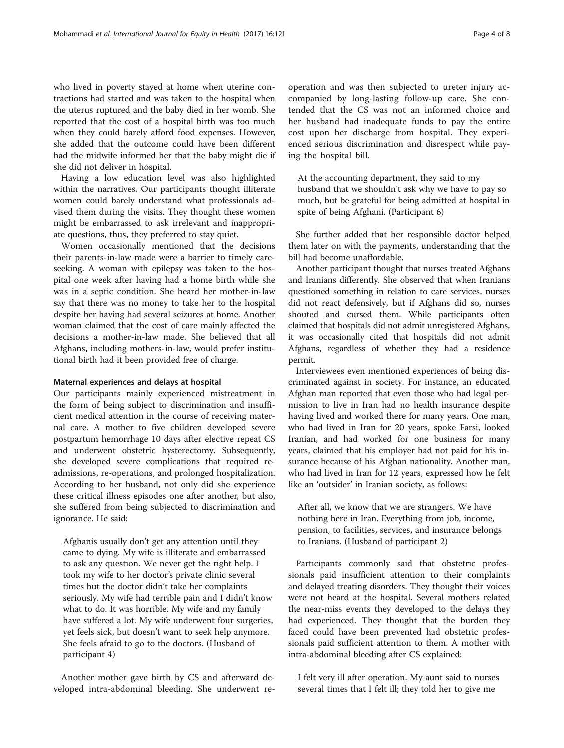who lived in poverty stayed at home when uterine contractions had started and was taken to the hospital when the uterus ruptured and the baby died in her womb. She reported that the cost of a hospital birth was too much when they could barely afford food expenses. However, she added that the outcome could have been different had the midwife informed her that the baby might die if she did not deliver in hospital.

Having a low education level was also highlighted within the narratives. Our participants thought illiterate women could barely understand what professionals advised them during the visits. They thought these women might be embarrassed to ask irrelevant and inappropriate questions, thus, they preferred to stay quiet.

Women occasionally mentioned that the decisions their parents-in-law made were a barrier to timely care-seeking. A woman with epilepsy was taken to the hospital one week after having had a home birth while she was in a septic condition. She heard her mother-in-law say that there was no money to take her to the hospital despite her having had several seizures at home. Another woman claimed that the cost of care mainly affected the decisions a mother-in-law made. She believed that all Afghans, including mothers-in-law, would prefer institutional birth had it been provided free of charge.

#### Maternal experiences and delays at hospital

Our participants mainly experienced mistreatment in the form of being subject to discrimination and insufficient medical attention in the course of receiving maternal care. A mother to five children developed severe postpartum hemorrhage 10 days after elective repeat CS and underwent obstetric hysterectomy. Subsequently, she developed severe complications that required readmissions, re-operations, and prolonged hospitalization. According to her husband, not only did she experience these critical illness episodes one after another, but also, she suffered from being subjected to discrimination and ignorance. He said:

> Afghanis usually don't get any attention until they came to dying. My wife is illiterate and embarrassed to ask any question. We never get the right help. I took my wife to her doctor's private clinic several times but the doctor didn't take her complaints seriously. My wife had terrible pain and I didn't know what to do. It was horrible. My wife and my family have suffered a lot. My wife underwent four surgeries, yet feels sick, but doesn't want to seek help anymore. She feels afraid to go to the doctors. (Husband of participant 4)

Another mother gave birth by CS and afterward developed intra-abdominal bleeding. She underwent re-operation and was then subjected to ureter injury accompanied by long-lasting follow-up care. She contended that the CS was not an informed choice and her husband had inadequate funds to pay the entire cost upon her discharge from hospital. They experienced serious discrimination and disrespect while paying the hospital bill.

> At the accounting department, they said to my husband that we shouldn't ask why we have to pay so much, but be grateful for being admitted at hospital in spite of being Afghani. (Participant 6)

She further added that her responsible doctor helped them later on with the payments, understanding that the bill had become unaffordable.

Another participant thought that nurses treated Afghans and Iranians differently. She observed that when Iranians questioned something in relation to care services, nurses did not react defensively, but if Afghans did so, nurses shouted and cursed them. While participants often claimed that hospitals did not admit unregistered Afghans, it was occasionally cited that hospitals did not admit Afghans, regardless of whether they had a residence permit.

Interviewees even mentioned experiences of being discriminated against in society. For instance, an educated Afghan man reported that even those who had legal permission to live in Iran had no health insurance despite having lived and worked there for many years. One man, who had lived in Iran for 20 years, spoke Farsi, looked Iranian, and had worked for one business for many years, claimed that his employer had not paid for his insurance because of his Afghan nationality. Another man, who had lived in Iran for 12 years, expressed how he felt like an 'outsider' in Iranian society, as follows:

> After all, we know that we are strangers. We have nothing here in Iran. Everything from job, income, pension, to facilities, services, and insurance belongs to Iranians. (Husband of participant 2)

Participants commonly said that obstetric professionals paid insufficient attention to their complaints and delayed treating disorders. They thought their voices were not heard at the hospital. Several mothers related the near-miss events they developed to the delays they had experienced. They thought that the burden they faced could have been prevented had obstetric professionals paid sufficient attention to them. A mother with intra-abdominal bleeding after CS explained:

> I felt very ill after operation. My aunt said to nurses several times that I felt ill; they told her to give me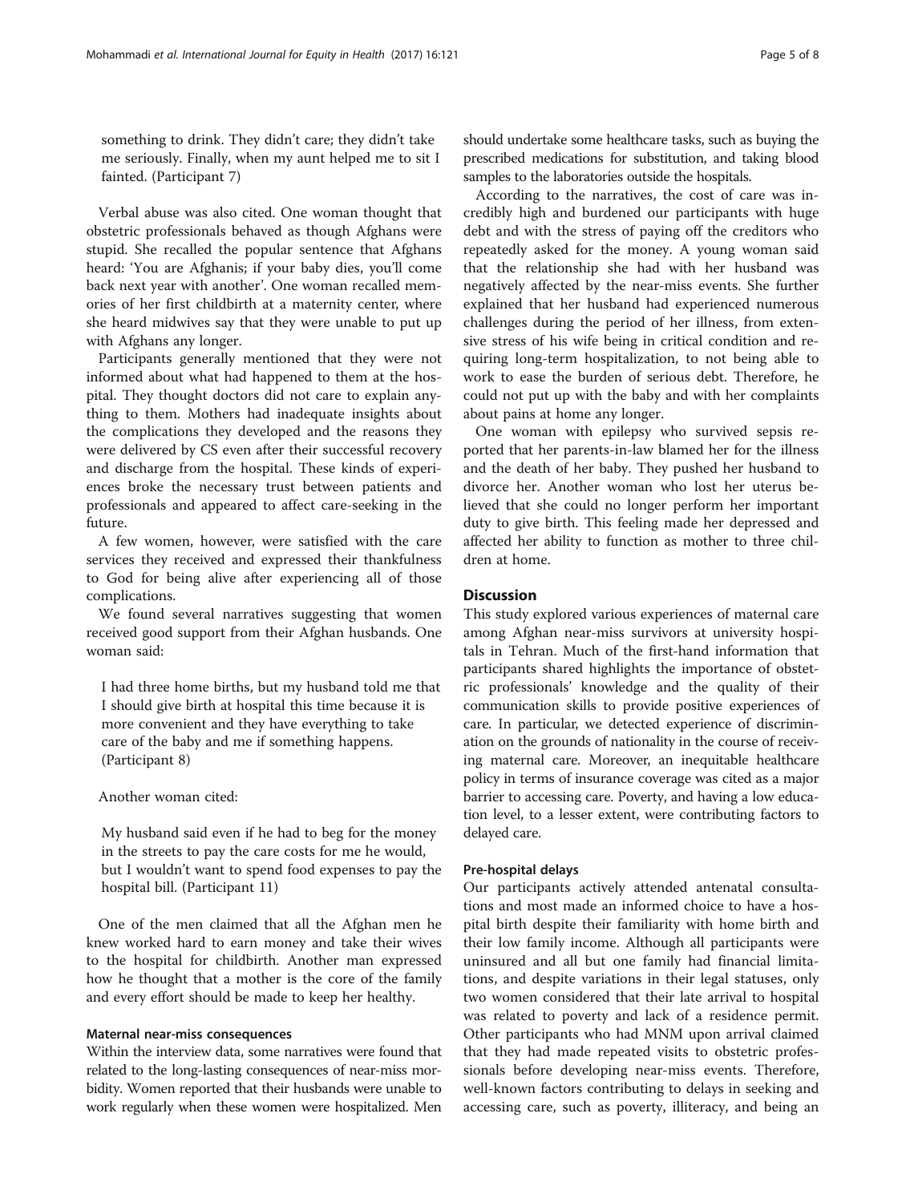something to drink. They didn't care; they didn't take me seriously. Finally, when my aunt helped me to sit I fainted. (Participant 7)

Verbal abuse was also cited. One woman thought that obstetric professionals behaved as though Afghans were stupid. She recalled the popular sentence that Afghans heard: 'You are Afghanis; if your baby dies, you'll come back next year with another'. One woman recalled memories of her first childbirth at a maternity center, where she heard midwives say that they were unable to put up with Afghans any longer.

Participants generally mentioned that they were not informed about what had happened to them at the hospital. They thought doctors did not care to explain anything to them. Mothers had inadequate insights about the complications they developed and the reasons they were delivered by CS even after their successful recovery and discharge from the hospital. These kinds of experiences broke the necessary trust between patients and professionals and appeared to affect care-seeking in the future.

A few women, however, were satisfied with the care services they received and expressed their thankfulness to God for being alive after experiencing all of those complications.

We found several narratives suggesting that women received good support from their Afghan husbands. One woman said:

> I had three home births, but my husband told me that I should give birth at hospital this time because it is more convenient and they have everything to take care of the baby and me if something happens. (Participant 8)

Another woman cited:

> My husband said even if he had to beg for the money in the streets to pay the care costs for me he would, but I wouldn't want to spend food expenses to pay the hospital bill. (Participant 11)

One of the men claimed that all the Afghan men he knew worked hard to earn money and take their wives to the hospital for childbirth. Another man expressed how he thought that a mother is the core of the family and every effort should be made to keep her healthy.

#### Maternal near-miss consequences

Within the interview data, some narratives were found that related to the long-lasting consequences of near-miss morbidity. Women reported that their husbands were unable to work regularly when these women were hospitalized. Men should undertake some healthcare tasks, such as buying the prescribed medications for substitution, and taking blood samples to the laboratories outside the hospitals.

According to the narratives, the cost of care was incredibly high and burdened our participants with huge debt and with the stress of paying off the creditors who repeatedly asked for the money. A young woman said that the relationship she had with her husband was negatively affected by the near-miss events. She further explained that her husband had experienced numerous challenges during the period of her illness, from extensive stress of his wife being in critical condition and requiring long-term hospitalization, to not being able to work to ease the burden of serious debt. Therefore, he could not put up with the baby and with her complaints about pains at home any longer.

One woman with epilepsy who survived sepsis reported that her parents-in-law blamed her for the illness and the death of her baby. They pushed her husband to divorce her. Another woman who lost her uterus believed that she could no longer perform her important duty to give birth. This feeling made her depressed and affected her ability to function as mother to three children at home.

## Discussion

This study explored various experiences of maternal care among Afghan near-miss survivors at university hospitals in Tehran. Much of the first-hand information that participants shared highlights the importance of obstetric professionals' knowledge and the quality of their communication skills to provide positive experiences of care. In particular, we detected experience of discrimination on the grounds of nationality in the course of receiving maternal care. Moreover, an inequitable healthcare policy in terms of insurance coverage was cited as a major barrier to accessing care. Poverty, and having a low education level, to a lesser extent, were contributing factors to delayed care.

#### Pre-hospital delays

Our participants actively attended antenatal consultations and most made an informed choice to have a hospital birth despite their familiarity with home birth and their low family income. Although all participants were uninsured and all but one family had financial limitations, and despite variations in their legal statuses, only two women considered that their late arrival to hospital was related to poverty and lack of a residence permit. Other participants who had MNM upon arrival claimed that they had made repeated visits to obstetric professionals before developing near-miss events. Therefore, well-known factors contributing to delays in seeking and accessing care, such as poverty, illiteracy, and being an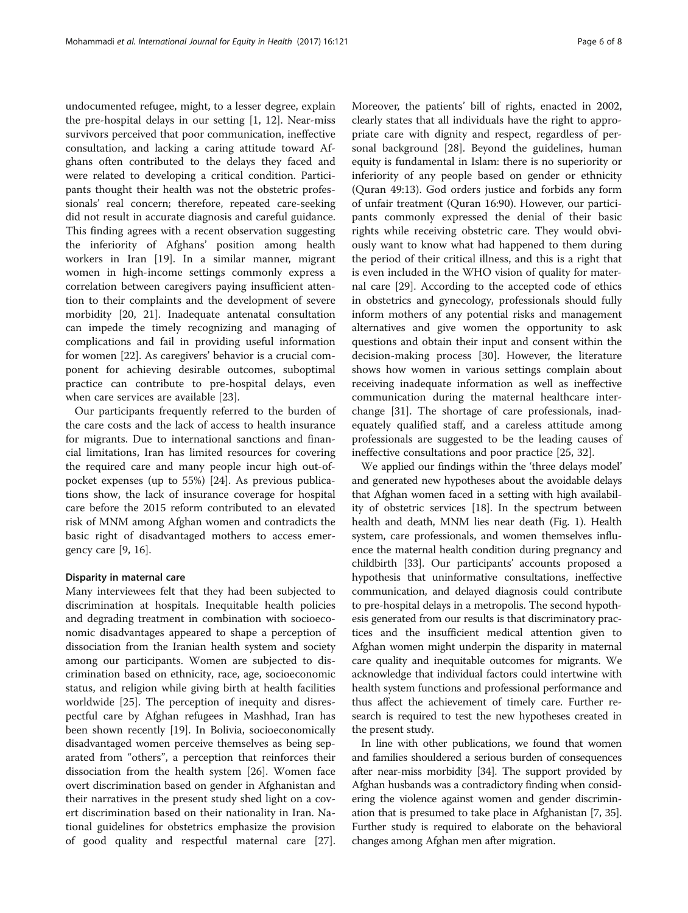undocumented refugee, might, to a lesser degree, explain the pre-hospital delays in our setting [1, 12]. Near-miss survivors perceived that poor communication, ineffective consultation, and lacking a caring attitude toward Afghans often contributed to the delays they faced and were related to developing a critical condition. Participants thought their health was not the obstetric professionals' real concern; therefore, repeated care-seeking did not result in accurate diagnosis and careful guidance. This finding agrees with a recent observation suggesting the inferiority of Afghans' position among health workers in Iran [19]. In a similar manner, migrant women in high-income settings commonly express a correlation between caregivers paying insufficient attention to their complaints and the development of severe morbidity [20, 21]. Inadequate antenatal consultation can impede the timely recognizing and managing of complications and fail in providing useful information for women [22]. As caregivers' behavior is a crucial component for achieving desirable outcomes, suboptimal practice can contribute to pre-hospital delays, even when care services are available [23].

Our participants frequently referred to the burden of the care costs and the lack of access to health insurance for migrants. Due to international sanctions and financial limitations, Iran has limited resources for covering the required care and many people incur high out-of-pocket expenses (up to 55%) [24]. As previous publications show, the lack of insurance coverage for hospital care before the 2015 reform contributed to an elevated risk of MNM among Afghan women and contradicts the basic right of disadvantaged mothers to access emergency care [9, 16].

#### Disparity in maternal care

Many interviewees felt that they had been subjected to discrimination at hospitals. Inequitable health policies and degrading treatment in combination with socioeconomic disadvantages appeared to shape a perception of dissociation from the Iranian health system and society among our participants. Women are subjected to discrimination based on ethnicity, race, age, socioeconomic status, and religion while giving birth at health facilities worldwide [25]. The perception of inequity and disrespectful care by Afghan refugees in Mashhad, Iran has been shown recently [19]. In Bolivia, socioeconomically disadvantaged women perceive themselves as being separated from "others", a perception that reinforces their dissociation from the health system [26]. Women face overt discrimination based on gender in Afghanistan and their narratives in the present study shed light on a covert discrimination based on their nationality in Iran. National guidelines for obstetrics emphasize the provision of good quality and respectful maternal care [27]. Moreover, the patients' bill of rights, enacted in 2002, clearly states that all individuals have the right to appropriate care with dignity and respect, regardless of personal background [28]. Beyond the guidelines, human equity is fundamental in Islam: there is no superiority or inferiority of any people based on gender or ethnicity (Quran 49:13). God orders justice and forbids any form of unfair treatment (Quran 16:90). However, our participants commonly expressed the denial of their basic rights while receiving obstetric care. They would obviously want to know what had happened to them during the period of their critical illness, and this is a right that is even included in the WHO vision of quality for maternal care [29]. According to the accepted code of ethics in obstetrics and gynecology, professionals should fully inform mothers of any potential risks and management alternatives and give women the opportunity to ask questions and obtain their input and consent within the decision-making process [30]. However, the literature shows how women in various settings complain about receiving inadequate information as well as ineffective communication during the maternal healthcare interchange [31]. The shortage of care professionals, inadequately qualified staff, and a careless attitude among professionals are suggested to be the leading causes of ineffective consultations and poor practice [25, 32].

We applied our findings within the 'three delays model' and generated new hypotheses about the avoidable delays that Afghan women faced in a setting with high availability of obstetric services [18]. In the spectrum between health and death, MNM lies near death (Fig. 1). Health system, care professionals, and women themselves influence the maternal health condition during pregnancy and childbirth [33]. Our participants' accounts proposed a hypothesis that uninformative consultations, ineffective communication, and delayed diagnosis could contribute to pre-hospital delays in a metropolis. The second hypothesis generated from our results is that discriminatory practices and the insufficient medical attention given to Afghan women might underpin the disparity in maternal care quality and inequitable outcomes for migrants. We acknowledge that individual factors could intertwine with health system functions and professional performance and thus affect the achievement of timely care. Further research is required to test the new hypotheses created in the present study.

In line with other publications, we found that women and families shouldered a serious burden of consequences after near-miss morbidity [34]. The support provided by Afghan husbands was a contradictory finding when considering the violence against women and gender discrimination that is presumed to take place in Afghanistan [7, 35]. Further study is required to elaborate on the behavioral changes among Afghan men after migration.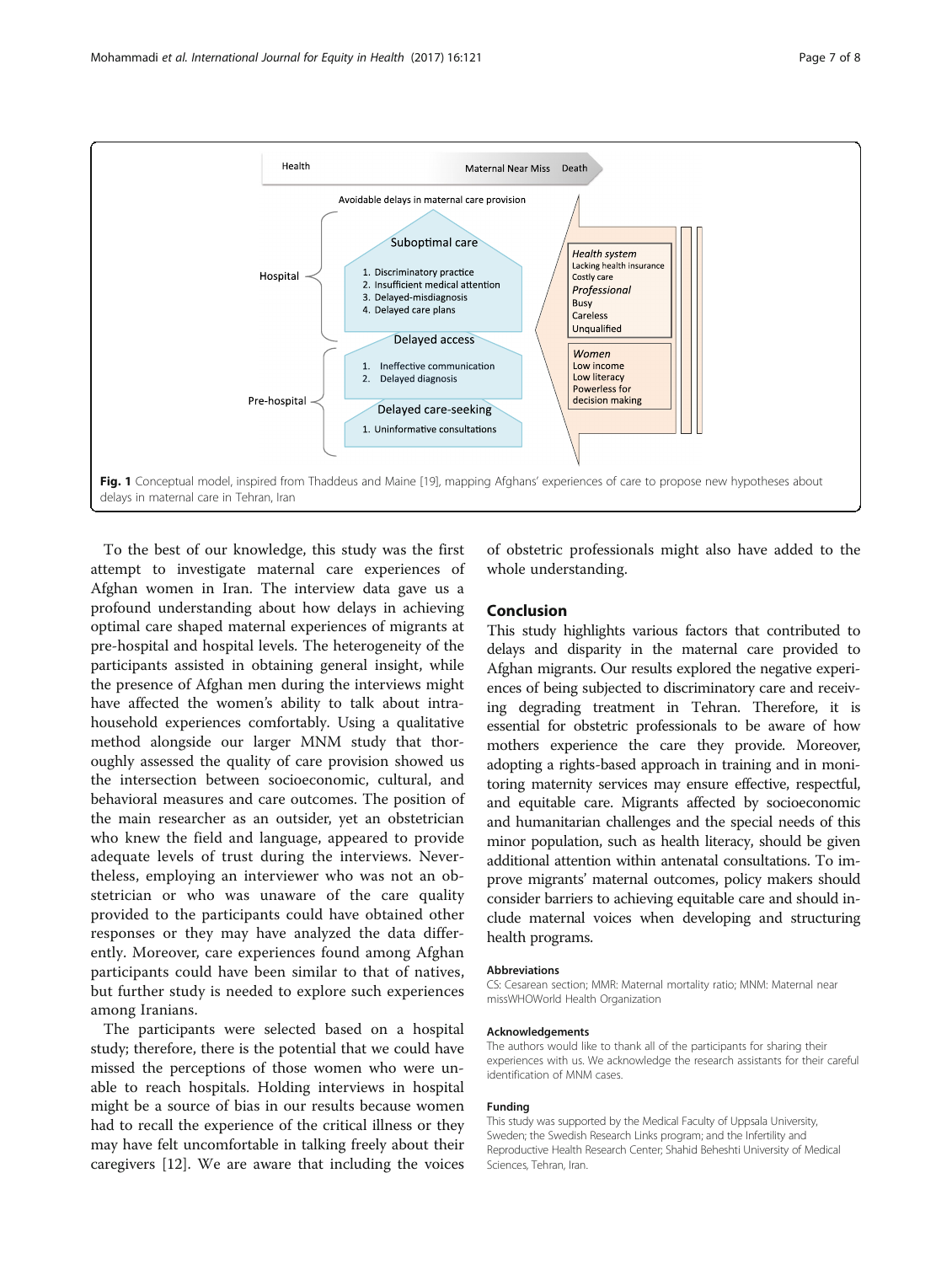Fig. 1 Conceptual model, inspired from Thaddeus and Maine [19], mapping Afghans' experiences of care to propose new hypotheses about delays in maternal care in Tehran, Iran

To the best of our knowledge, this study was the first attempt to investigate maternal care experiences of Afghan women in Iran. The interview data gave us a profound understanding about how delays in achieving optimal care shaped maternal experiences of migrants at pre-hospital and hospital levels. The heterogeneity of the participants assisted in obtaining general insight, while the presence of Afghan men during the interviews might have affected the women's ability to talk about intra-household experiences comfortably. Using a qualitative method alongside our larger MNM study that thoroughly assessed the quality of care provision showed us the intersection between socioeconomic, cultural, and behavioral measures and care outcomes. The position of the main researcher as an outsider, yet an obstetrician who knew the field and language, appeared to provide adequate levels of trust during the interviews. Nevertheless, employing an interviewer who was not an obstetrician or who was unaware of the care quality provided to the participants could have obtained other responses or they may have analyzed the data differently. Moreover, care experiences found among Afghan participants could have been similar to that of natives, but further study is needed to explore such experiences among Iranians.

The participants were selected based on a hospital study; therefore, there is the potential that we could have missed the perceptions of those women who were unable to reach hospitals. Holding interviews in hospital might be a source of bias in our results because women had to recall the experience of the critical illness or they may have felt uncomfortable in talking freely about their caregivers [12]. We are aware that including the voices of obstetric professionals might also have added to the whole understanding.

## Conclusion

This study highlights various factors that contributed to delays and disparity in the maternal care provided to Afghan migrants. Our results explored the negative experiences of being subjected to discriminatory care and receiving degrading treatment in Tehran. Therefore, it is essential for obstetric professionals to be aware of how mothers experience the care they provide. Moreover, adopting a rights-based approach in training and in monitoring maternity services may ensure effective, respectful, and equitable care. Migrants affected by socioeconomic and humanitarian challenges and the special needs of this minor population, such as health literacy, should be given additional attention within antenatal consultations. To improve migrants' maternal outcomes, policy makers should consider barriers to achieving equitable care and should include maternal voices when developing and structuring health programs.

### Abbreviations

CS: Cesarean section; MMR: Maternal mortality ratio; MNM: Maternal near missWHOWorld Health Organization

### Acknowledgements

The authors would like to thank all of the participants for sharing their experiences with us. We acknowledge the research assistants for their careful identification of MNM cases.

### Funding

This study was supported by the Medical Faculty of Uppsala University, Sweden; the Swedish Research Links program; and the Infertility and Reproductive Health Research Center; Shahid Beheshti University of Medical Sciences, Tehran, Iran.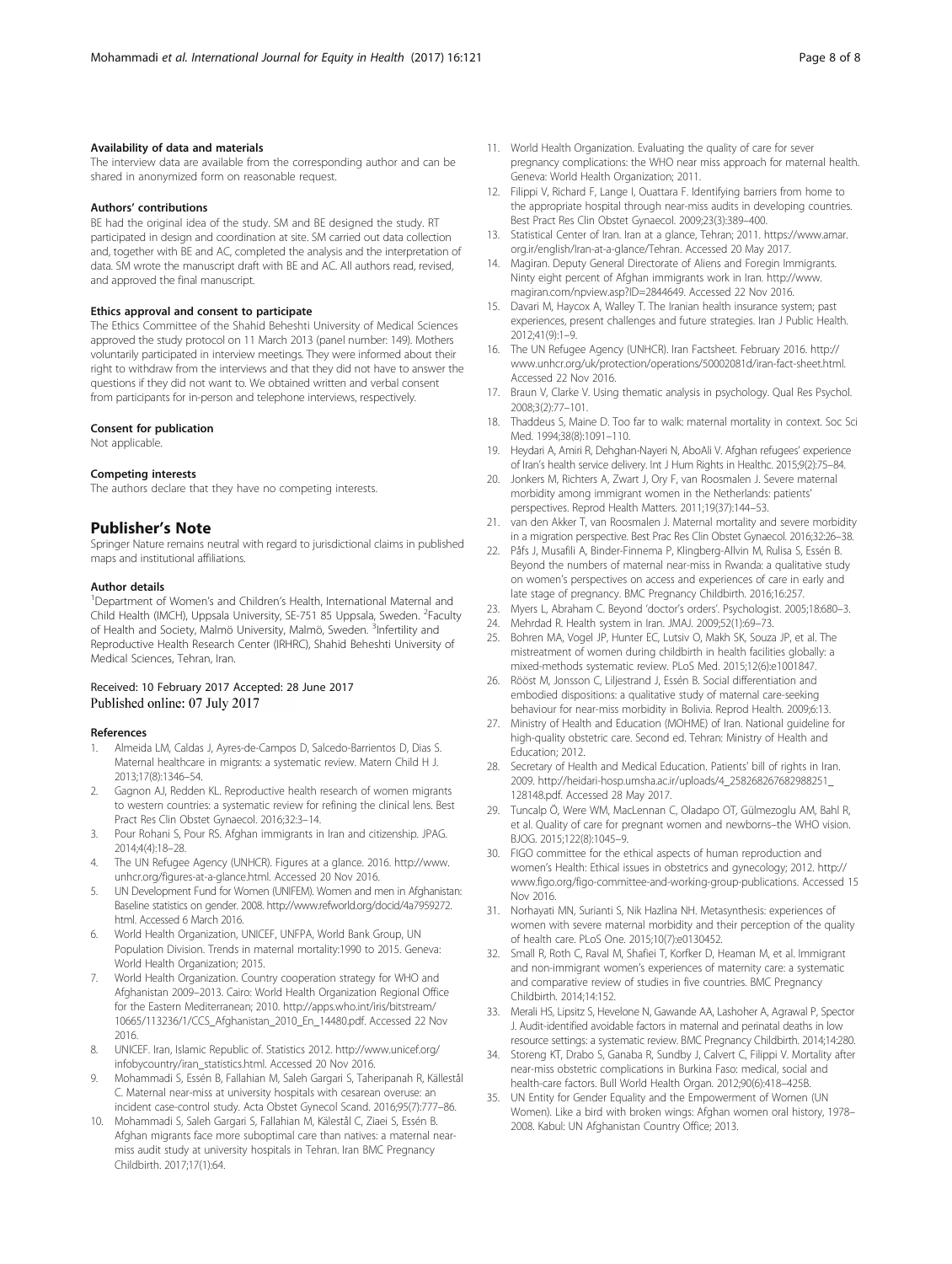#### Availability of data and materials

The interview data are available from the corresponding author and can be shared in anonymized form on reasonable request.

#### Authors' contributions

BE had the original idea of the study. SM and BE designed the study. RT participated in design and coordination at site. SM carried out data collection and, together with BE and AC, completed the analysis and the interpretation of data. SM wrote the manuscript draft with BE and AC. All authors read, revised, and approved the final manuscript.

#### Ethics approval and consent to participate

The Ethics Committee of the Shahid Beheshti University of Medical Sciences approved the study protocol on 11 March 2013 (panel number: 149). Mothers voluntarily participated in interview meetings. They were informed about their right to withdraw from the interviews and that they did not have to answer the questions if they did not want to. We obtained written and verbal consent from participants for in-person and telephone interviews, respectively.

#### Consent for publication

Not applicable.

#### Competing interests

The authors declare that they have no competing interests.

## Publisher's Note

Springer Nature remains neutral with regard to jurisdictional claims in published maps and institutional affiliations.

#### Author details

[1]Department of Women's and Children's Health, International Maternal and Child Health (IMCH), Uppsala University, SE-751 85 Uppsala, Sweden. [2]Faculty of Health and Society, Malmö University, Malmö, Sweden. [3]Infertility and Reproductive Health Research Center (IRHRC), Shahid Beheshti University of Medical Sciences, Tehran, Iran.

Received: 10 February 2017 Accepted: 28 June 2017
Published online: 07 July 2017

#### References

1. Almeida LM, Caldas J, Ayres-de-Campos D, Salcedo-Barrientos D, Dias S. Maternal healthcare in migrants: a systematic review. Matern Child H J. 2013;17(8):1346–54.
2. Gagnon AJ, Redden KL. Reproductive health research of women migrants to western countries: a systematic review for refining the clinical lens. Best Pract Res Clin Obstet Gynaecol. 2016;32:3–14.
3. Pour Rohani S, Pour RS. Afghan immigrants in Iran and citizenship. JPAG. 2014;4(4):18–28.
4. The UN Refugee Agency (UNHCR). Figures at a glance. 2016. http://www.unhcr.org/figures-at-a-glance.html. Accessed 20 Nov 2016.
5. UN Development Fund for Women (UNIFEM). Women and men in Afghanistan: Baseline statistics on gender. 2008. http://www.refworld.org/docid/4a7959272.html. Accessed 6 March 2016.
6. World Health Organization, UNICEF, UNFPA, World Bank Group, UN Population Division. Trends in maternal mortality:1990 to 2015. Geneva: World Health Organization; 2015.
7. World Health Organization. Country cooperation strategy for WHO and Afghanistan 2009–2013. Cairo: World Health Organization Regional Office for the Eastern Mediterranean; 2010. http://apps.who.int/iris/bitstream/10665/113236/1/CCS_Afghanistan_2010_En_14480.pdf. Accessed 22 Nov 2016.
8. UNICEF. Iran, Islamic Republic of. Statistics 2012. http://www.unicef.org/infobycountry/iran_statistics.html. Accessed 20 Nov 2016.
9. Mohammadi S, Essén B, Fallahian M, Saleh Gargari S, Taheripanah R, Källestål C. Maternal near-miss at university hospitals with cesarean overuse: an incident case-control study. Acta Obstet Gynecol Scand. 2016;95(7):777–86.
10. Mohammadi S, Saleh Gargari S, Fallahian M, Kälestål C, Ziaei S, Essén B. Afghan migrants face more suboptimal care than natives: a maternal near-miss audit study at university hospitals in Tehran. Iran BMC Pregnancy Childbirth. 2017;17(1):64.
11. World Health Organization. Evaluating the quality of care for sever pregnancy complications: the WHO near miss approach for maternal health. Geneva: World Health Organization; 2011.
12. Filippi V, Richard F, Lange I, Ouattara F. Identifying barriers from home to the appropriate hospital through near-miss audits in developing countries. Best Pract Res Clin Obstet Gynaecol. 2009;23(3):389–400.
13. Statistical Center of Iran. Iran at a glance, Tehran; 2011. https://www.amar.org.ir/english/Iran-at-a-glance/Tehran. Accessed 20 May 2017.
14. Magiran. Deputy General Directorate of Aliens and Foregin Immigrants. Ninty eight percent of Afghan immigrants work in Iran. http://www.magiran.com/npview.asp?ID=2844649. Accessed 22 Nov 2016.
15. Davari M, Haycox A, Walley T. The Iranian health insurance system; past experiences, present challenges and future strategies. Iran J Public Health. 2012;41(9):1–9.
16. The UN Refugee Agency (UNHCR). Iran Factsheet. February 2016. http://www.unhcr.org/uk/protection/operations/50002081d/iran-fact-sheet.html. Accessed 22 Nov 2016.
17. Braun V, Clarke V. Using thematic analysis in psychology. Qual Res Psychol. 2008;3(2):77–101.
18. Thaddeus S, Maine D. Too far to walk: maternal mortality in context. Soc Sci Med. 1994;38(8):1091–110.
19. Heydari A, Amiri R, Dehghan-Nayeri N, AboAli V. Afghan refugees' experience of Iran's health service delivery. Int J Hum Rights in Healthc. 2015;9(2):75–84.
20. Jonkers M, Richters A, Zwart J, Ory F, van Roosmalen J. Severe maternal morbidity among immigrant women in the Netherlands: patients' perspectives. Reprod Health Matters. 2011;19(37):144–53.
21. van den Akker T, van Roosmalen J. Maternal mortality and severe morbidity in a migration perspective. Best Prac Res Clin Obstet Gynaecol. 2016;32:26–38.
22. Påfs J, Musafili A, Binder-Finnema P, Klingberg-Allvin M, Rulisa S, Essén B. Beyond the numbers of maternal near-miss in Rwanda: a qualitative study on women's perspectives on access and experiences of care in early and late stage of pregnancy. BMC Pregnancy Childbirth. 2016;16:257.
23. Myers L, Abraham C. Beyond 'doctor's orders'. Psychologist. 2005;18:680–3.
24. Mehrdad R. Health system in Iran. JMAJ. 2009;52(1):69–73.
25. Bohren MA, Vogel JP, Hunter EC, Lutsiv O, Makh SK, Souza JP, et al. The mistreatment of women during childbirth in health facilities globally: a mixed-methods systematic review. PLoS Med. 2015;12(6):e1001847.
26. Rööst M, Jonsson C, Liljestrand J, Essén B. Social differentiation and embodied dispositions: a qualitative study of maternal care-seeking behaviour for near-miss morbidity in Bolivia. Reprod Health. 2009;6:13.
27. Ministry of Health and Education (MOHME) of Iran. National guideline for high-quality obstetric care. Second ed. Tehran: Ministry of Health and Education; 2012.
28. Secretary of Health and Medical Education. Patients' bill of rights in Iran. 2009. http://heidari-hosp.umsha.ac.ir/uploads/4_258268267682988251_128148.pdf. Accessed 28 May 2017.
29. Tuncalp Ö, Were WM, MacLennan C, Oladapo OT, Gülmezoglu AM, Bahl R, et al. Quality of care for pregnant women and newborns–the WHO vision. BJOG. 2015;122(8):1045–9.
30. FIGO committee for the ethical aspects of human reproduction and women's Health: Ethical issues in obstetrics and gynecology; 2012. http://www.figo.org/figo-committee-and-working-group-publications. Accessed 15 Nov 2016.
31. Norhayati MN, Surianti S, Nik Hazlina NH. Metasynthesis: experiences of women with severe maternal morbidity and their perception of the quality of health care. PLoS One. 2015;10(7):e0130452.
32. Small R, Roth C, Raval M, Shafiei T, Korfker D, Heaman M, et al. Immigrant and non-immigrant women's experiences of maternity care: a systematic and comparative review of studies in five countries. BMC Pregnancy Childbirth. 2014;14:152.
33. Merali HS, Lipsitz S, Hevelone N, Gawande AA, Lashoher A, Agrawal P, Spector J. Audit-identified avoidable factors in maternal and perinatal deaths in low resource settings: a systematic review. BMC Pregnancy Childbirth. 2014;14:280.
34. Storeng KT, Drabo S, Ganaba R, Sundby J, Calvert C, Filippi V. Mortality after near-miss obstetric complications in Burkina Faso: medical, social and health-care factors. Bull World Health Organ. 2012;90(6):418–425B.
35. UN Entity for Gender Equality and the Empowerment of Women (UN Women). Like a bird with broken wings: Afghan women oral history, 1978–2008. Kabul: UN Afghanistan Country Office; 2013.